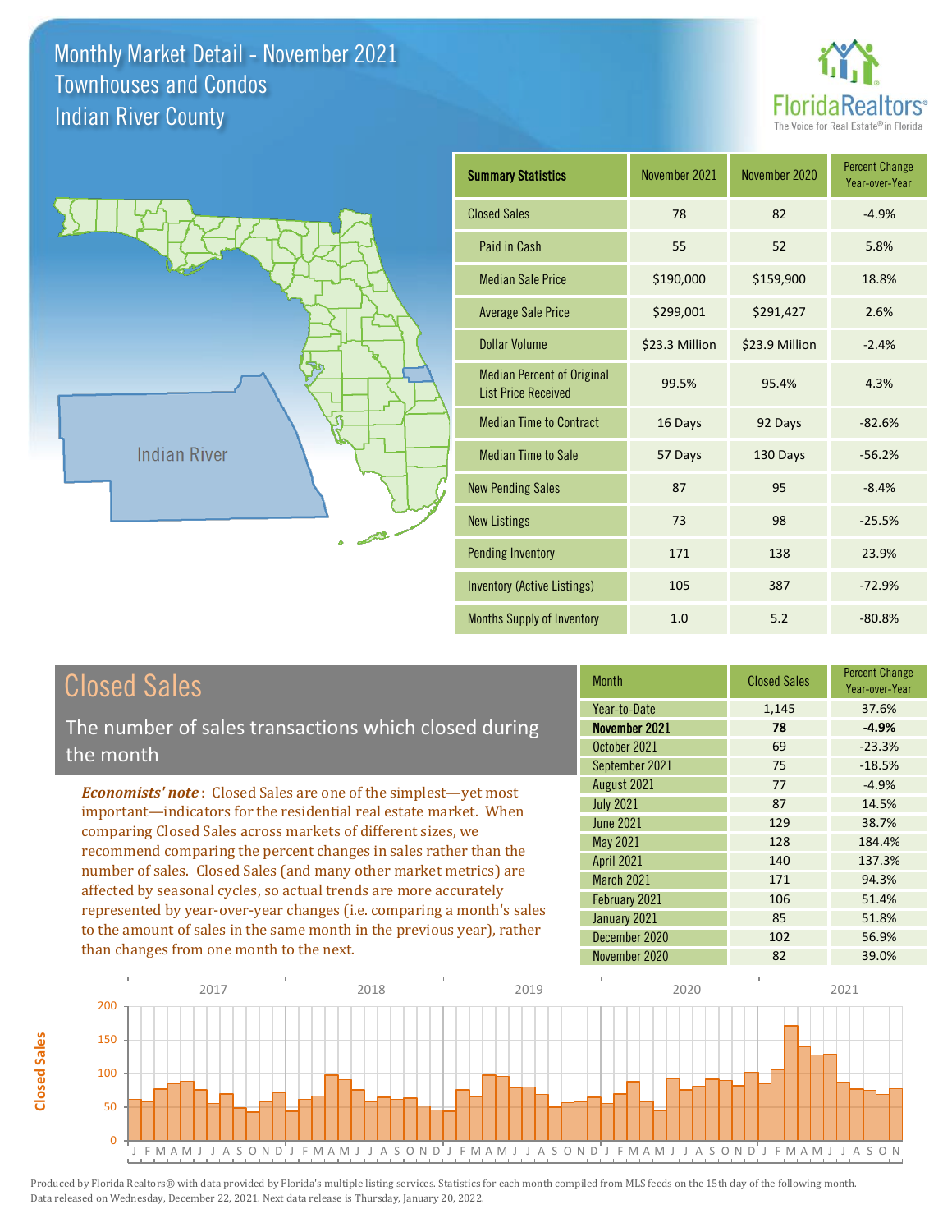# Monthly Market Detail - November 2021
## Townhouses and Condos
## Indian River County

| Summary Statistics | November 2021 | November 2020 | Percent Change Year-over-Year |
|---|---|---|---|
| Closed Sales | 78 | 82 | -4.9% |
| Paid in Cash | 55 | 52 | 5.8% |
| Median Sale Price | $190,000 | $159,900 | 18.8% |
| Average Sale Price | $299,001 | $291,427 | 2.6% |
| Dollar Volume | $23.3 Million | $23.9 Million | -2.4% |
| Median Percent of Original List Price Received | 99.5% | 95.4% | 4.3% |
| Median Time to Contract | 16 Days | 92 Days | -82.6% |
| Median Time to Sale | 57 Days | 130 Days | -56.2% |
| New Pending Sales | 87 | 95 | -8.4% |
| New Listings | 73 | 98 | -25.5% |
| Pending Inventory | 171 | 138 | 23.9% |
| Inventory (Active Listings) | 105 | 387 | -72.9% |
| Months Supply of Inventory | 1.0 | 5.2 | -80.8% |

## Closed Sales

The number of sales transactions which closed during the month

***Economists' note*** : Closed Sales are one of the simplest—yet most important—indicators for the residential real estate market. When comparing Closed Sales across markets of different sizes, we recommend comparing the percent changes in sales rather than the number of sales. Closed Sales (and many other market metrics) are affected by seasonal cycles, so actual trends are more accurately represented by year-over-year changes (i.e. comparing a month's sales to the amount of sales in the same month in the previous year), rather than changes from one month to the next.

| Month | Closed Sales | Percent Change Year-over-Year |
|---|---|---|
| Year-to-Date | 1,145 | 37.6% |
| **November 2021** | **78** | **-4.9%** |
| October 2021 | 69 | -23.3% |
| September 2021 | 75 | -18.5% |
| August 2021 | 77 | -4.9% |
| July 2021 | 87 | 14.5% |
| June 2021 | 129 | 38.7% |
| May 2021 | 128 | 184.4% |
| April 2021 | 140 | 137.3% |
| March 2021 | 171 | 94.3% |
| February 2021 | 106 | 51.4% |
| January 2021 | 85 | 51.8% |
| December 2020 | 102 | 56.9% |
| November 2020 | 82 | 39.0% |

Produced by Florida Realtors® with data provided by Florida's multiple listing services. Statistics for each month compiled from MLS feeds on the 15th day of the following month. Data released on Wednesday, December 22, 2021. Next data release is Thursday, January 20, 2022.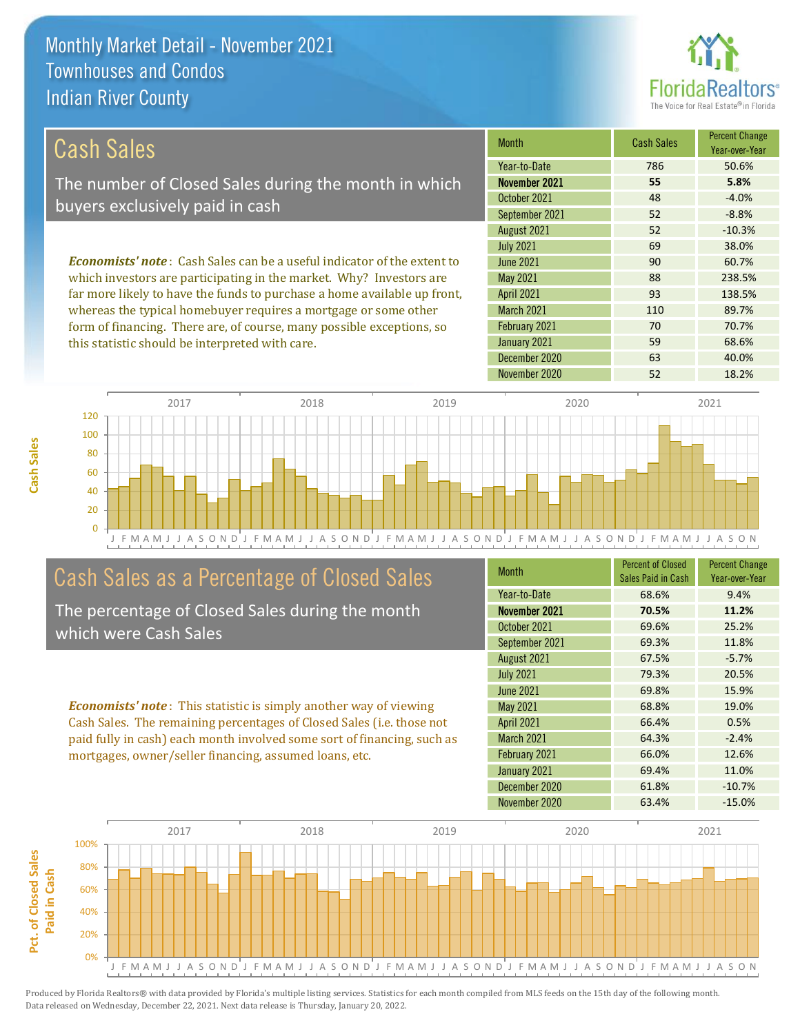# Monthly Market Detail - November 2021
## Townhouses and Condos
## Indian River County

## Cash Sales

The number of Closed Sales during the month in which buyers exclusively paid in cash

*Economists' note*: Cash Sales can be a useful indicator of the extent to which investors are participating in the market. Why? Investors are far more likely to have the funds to purchase a home available up front, whereas the typical homebuyer requires a mortgage or some other form of financing. There are, of course, many possible exceptions, so this statistic should be interpreted with care.

| Month | Cash Sales | Percent Change Year-over-Year |
|---|---|---|
| Year-to-Date | 786 | 50.6% |
| **November 2021** | **55** | **5.8%** |
| October 2021 | 48 | -4.0% |
| September 2021 | 52 | -8.8% |
| August 2021 | 52 | -10.3% |
| July 2021 | 69 | 38.0% |
| June 2021 | 90 | 60.7% |
| May 2021 | 88 | 238.5% |
| April 2021 | 93 | 138.5% |
| March 2021 | 110 | 89.7% |
| February 2021 | 70 | 70.7% |
| January 2021 | 59 | 68.6% |
| December 2020 | 63 | 40.0% |
| November 2020 | 52 | 18.2% |

## Cash Sales as a Percentage of Closed Sales

The percentage of Closed Sales during the month which were Cash Sales

*Economists' note*: This statistic is simply another way of viewing Cash Sales. The remaining percentages of Closed Sales (i.e. those not paid fully in cash) each month involved some sort of financing, such as mortgages, owner/seller financing, assumed loans, etc.

| Month | Percent of Closed Sales Paid in Cash | Percent Change Year-over-Year |
|---|---|---|
| Year-to-Date | 68.6% | 9.4% |
| **November 2021** | **70.5%** | **11.2%** |
| October 2021 | 69.6% | 25.2% |
| September 2021 | 69.3% | 11.8% |
| August 2021 | 67.5% | -5.7% |
| July 2021 | 79.3% | 20.5% |
| June 2021 | 69.8% | 15.9% |
| May 2021 | 68.8% | 19.0% |
| April 2021 | 66.4% | 0.5% |
| March 2021 | 64.3% | -2.4% |
| February 2021 | 66.0% | 12.6% |
| January 2021 | 69.4% | 11.0% |
| December 2020 | 61.8% | -10.7% |
| November 2020 | 63.4% | -15.0% |

Produced by Florida Realtors® with data provided by Florida's multiple listing services. Statistics for each month compiled from MLS feeds on the 15th day of the following month. Data released on Wednesday, December 22, 2021. Next data release is Thursday, January 20, 2022.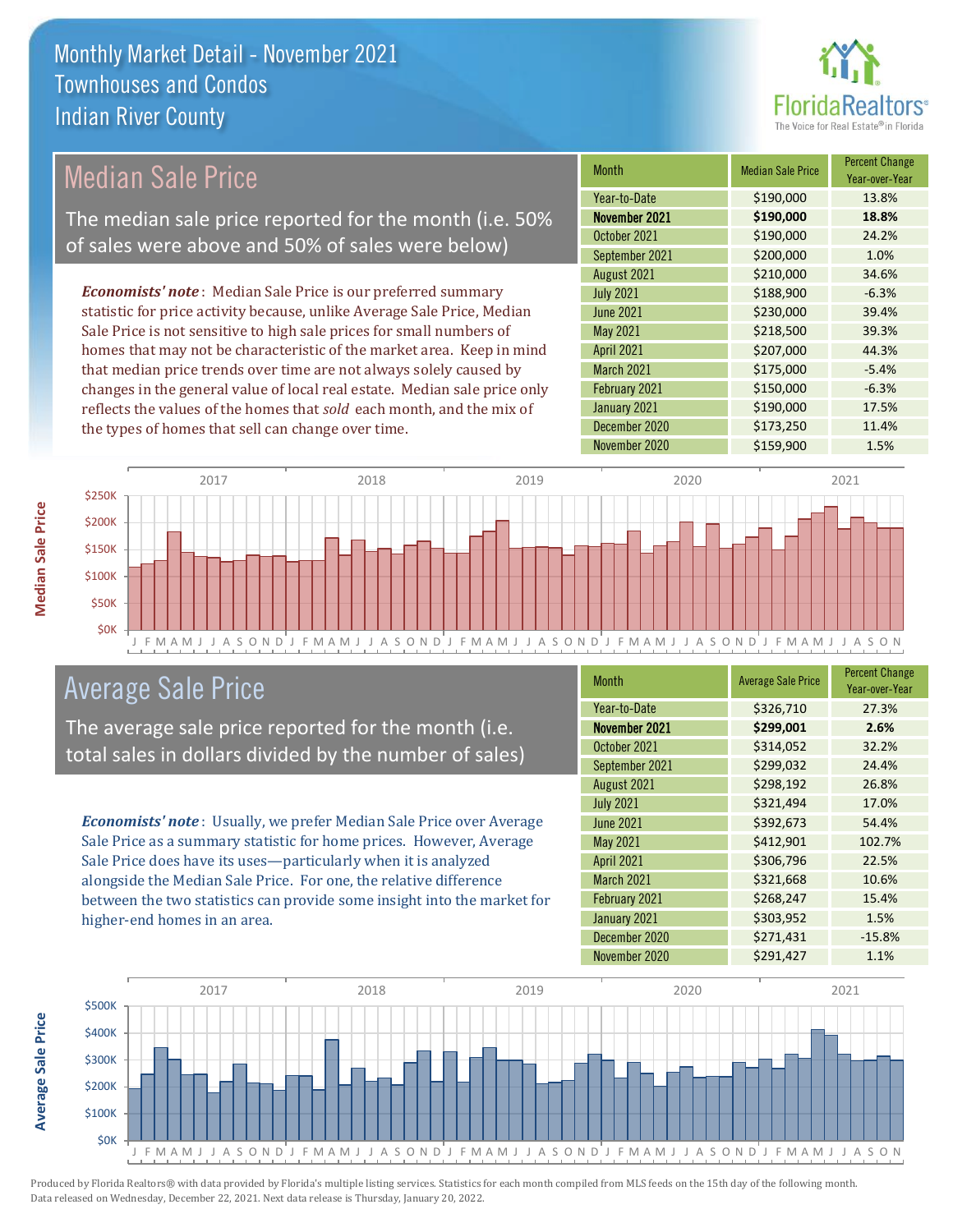# Monthly Market Detail - November 2021
## Townhouses and Condos
## Indian River County

## Median Sale Price

The median sale price reported for the month (i.e. 50% of sales were above and 50% of sales were below)

***Economists' note***: Median Sale Price is our preferred summary statistic for price activity because, unlike Average Sale Price, Median Sale Price is not sensitive to high sale prices for small numbers of homes that may not be characteristic of the market area. Keep in mind that median price trends over time are not always solely caused by changes in the general value of local real estate. Median sale price only reflects the values of the homes that *sold* each month, and the mix of the types of homes that sell can change over time.

| Month | Median Sale Price | Percent Change Year-over-Year |
| --- | --- | --- |
| Year-to-Date | $190,000 | 13.8% |
| **November 2021** | **$190,000** | **18.8%** |
| October 2021 | $190,000 | 24.2% |
| September 2021 | $200,000 | 1.0% |
| August 2021 | $210,000 | 34.6% |
| July 2021 | $188,900 | -6.3% |
| June 2021 | $230,000 | 39.4% |
| May 2021 | $218,500 | 39.3% |
| April 2021 | $207,000 | 44.3% |
| March 2021 | $175,000 | -5.4% |
| February 2021 | $150,000 | -6.3% |
| January 2021 | $190,000 | 17.5% |
| December 2020 | $173,250 | 11.4% |
| November 2020 | $159,900 | 1.5% |

## Average Sale Price

The average sale price reported for the month (i.e. total sales in dollars divided by the number of sales)

***Economists' note***: Usually, we prefer Median Sale Price over Average Sale Price as a summary statistic for home prices. However, Average Sale Price does have its uses—particularly when it is analyzed alongside the Median Sale Price. For one, the relative difference between the two statistics can provide some insight into the market for higher-end homes in an area.

| Month | Average Sale Price | Percent Change Year-over-Year |
| --- | --- | --- |
| Year-to-Date | $326,710 | 27.3% |
| **November 2021** | **$299,001** | **2.6%** |
| October 2021 | $314,052 | 32.2% |
| September 2021 | $299,032 | 24.4% |
| August 2021 | $298,192 | 26.8% |
| July 2021 | $321,494 | 17.0% |
| June 2021 | $392,673 | 54.4% |
| May 2021 | $412,901 | 102.7% |
| April 2021 | $306,796 | 22.5% |
| March 2021 | $321,668 | 10.6% |
| February 2021 | $268,247 | 15.4% |
| January 2021 | $303,952 | 1.5% |
| December 2020 | $271,431 | -15.8% |
| November 2020 | $291,427 | 1.1% |

Produced by Florida Realtors® with data provided by Florida's multiple listing services. Statistics for each month compiled from MLS feeds on the 15th day of the following month. Data released on Wednesday, December 22, 2021. Next data release is Thursday, January 20, 2022.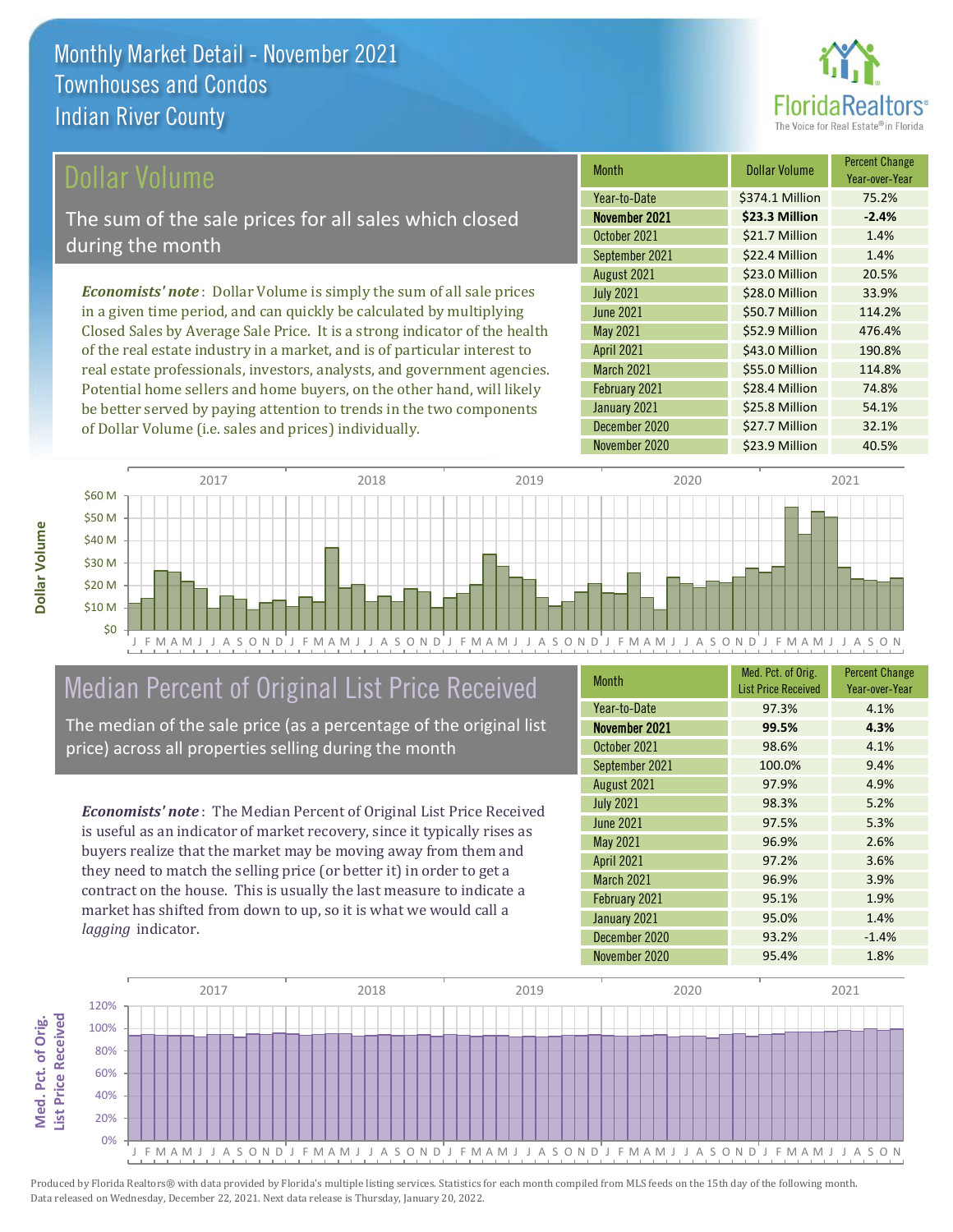# Monthly Market Detail - November 2021
## Townhouses and Condos
## Indian River County

## Dollar Volume

The sum of the sale prices for all sales which closed during the month

*Economists' note*: Dollar Volume is simply the sum of all sale prices in a given time period, and can quickly be calculated by multiplying Closed Sales by Average Sale Price. It is a strong indicator of the health of the real estate industry in a market, and is of particular interest to real estate professionals, investors, analysts, and government agencies. Potential home sellers and home buyers, on the other hand, will likely be better served by paying attention to trends in the two components of Dollar Volume (i.e. sales and prices) individually.

| Month | Dollar Volume | Percent Change Year-over-Year |
|---|---|---|
| Year-to-Date | $374.1 Million | 75.2% |
| **November 2021** | **$23.3 Million** | **-2.4%** |
| October 2021 | $21.7 Million | 1.4% |
| September 2021 | $22.4 Million | 1.4% |
| August 2021 | $23.0 Million | 20.5% |
| July 2021 | $28.0 Million | 33.9% |
| June 2021 | $50.7 Million | 114.2% |
| May 2021 | $52.9 Million | 476.4% |
| April 2021 | $43.0 Million | 190.8% |
| March 2021 | $55.0 Million | 114.8% |
| February 2021 | $28.4 Million | 74.8% |
| January 2021 | $25.8 Million | 54.1% |
| December 2020 | $27.7 Million | 32.1% |
| November 2020 | $23.9 Million | 40.5% |

## Median Percent of Original List Price Received

The median of the sale price (as a percentage of the original list price) across all properties selling during the month

*Economists' note*: The Median Percent of Original List Price Received is useful as an indicator of market recovery, since it typically rises as buyers realize that the market may be moving away from them and they need to match the selling price (or better it) in order to get a contract on the house. This is usually the last measure to indicate a market has shifted from down to up, so it is what we would call a *lagging* indicator.

| Month | Med. Pct. of Orig. List Price Received | Percent Change Year-over-Year |
|---|---|---|
| Year-to-Date | 97.3% | 4.1% |
| **November 2021** | **99.5%** | **4.3%** |
| October 2021 | 98.6% | 4.1% |
| September 2021 | 100.0% | 9.4% |
| August 2021 | 97.9% | 4.9% |
| July 2021 | 98.3% | 5.2% |
| June 2021 | 97.5% | 5.3% |
| May 2021 | 96.9% | 2.6% |
| April 2021 | 97.2% | 3.6% |
| March 2021 | 96.9% | 3.9% |
| February 2021 | 95.1% | 1.9% |
| January 2021 | 95.0% | 1.4% |
| December 2020 | 93.2% | -1.4% |
| November 2020 | 95.4% | 1.8% |

Produced by Florida Realtors® with data provided by Florida's multiple listing services. Statistics for each month compiled from MLS feeds on the 15th day of the following month. Data released on Wednesday, December 22, 2021. Next data release is Thursday, January 20, 2022.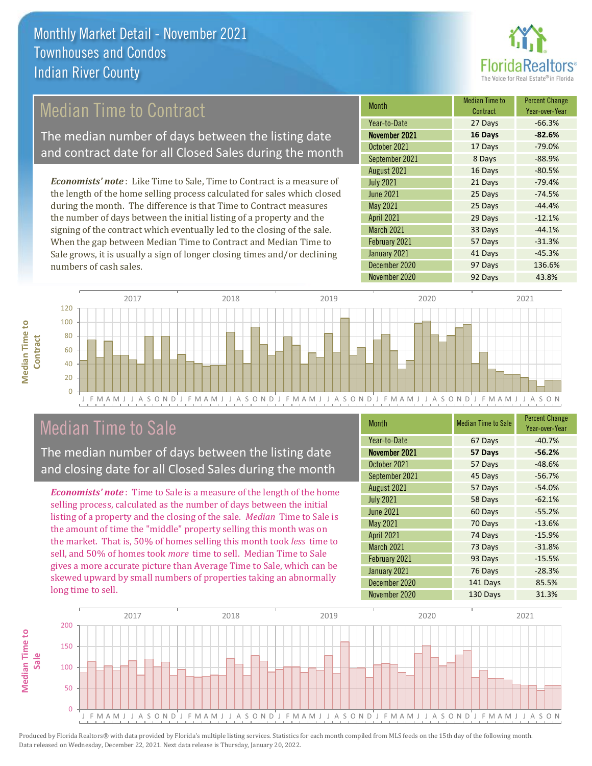# Monthly Market Detail - November 2021
## Townhouses and Condos
## Indian River County

## Median Time to Contract

The median number of days between the listing date and contract date for all Closed Sales during the month

*Economists' note*: Like Time to Sale, Time to Contract is a measure of the length of the home selling process calculated for sales which closed during the month. The difference is that Time to Contract measures the number of days between the initial listing of a property and the signing of the contract which eventually led to the closing of the sale. When the gap between Median Time to Contract and Median Time to Sale grows, it is usually a sign of longer closing times and/or declining numbers of cash sales.

| Month | Median Time to Contract | Percent Change Year-over-Year |
|---|---|---|
| Year-to-Date | 27 Days | -66.3% |
| **November 2021** | **16 Days** | **-82.6%** |
| October 2021 | 17 Days | -79.0% |
| September 2021 | 8 Days | -88.9% |
| August 2021 | 16 Days | -80.5% |
| July 2021 | 21 Days | -79.4% |
| June 2021 | 25 Days | -74.5% |
| May 2021 | 25 Days | -44.4% |
| April 2021 | 29 Days | -12.1% |
| March 2021 | 33 Days | -44.1% |
| February 2021 | 57 Days | -31.3% |
| January 2021 | 41 Days | -45.3% |
| December 2020 | 97 Days | 136.6% |
| November 2020 | 92 Days | 43.8% |

## Median Time to Sale

The median number of days between the listing date and closing date for all Closed Sales during the month

*Economists' note*: Time to Sale is a measure of the length of the home selling process, calculated as the number of days between the initial listing of a property and the closing of the sale. *Median* Time to Sale is the amount of time the "middle" property selling this month was on the market. That is, 50% of homes selling this month took *less* time to sell, and 50% of homes took *more* time to sell. Median Time to Sale gives a more accurate picture than Average Time to Sale, which can be skewed upward by small numbers of properties taking an abnormally long time to sell.

| Month | Median Time to Sale | Percent Change Year-over-Year |
|---|---|---|
| Year-to-Date | 67 Days | -40.7% |
| **November 2021** | **57 Days** | **-56.2%** |
| October 2021 | 57 Days | -48.6% |
| September 2021 | 45 Days | -56.7% |
| August 2021 | 57 Days | -54.0% |
| July 2021 | 58 Days | -62.1% |
| June 2021 | 60 Days | -55.2% |
| May 2021 | 70 Days | -13.6% |
| April 2021 | 74 Days | -15.9% |
| March 2021 | 73 Days | -31.8% |
| February 2021 | 93 Days | -15.5% |
| January 2021 | 76 Days | -28.3% |
| December 2020 | 141 Days | 85.5% |
| November 2020 | 130 Days | 31.3% |

Produced by Florida Realtors® with data provided by Florida's multiple listing services. Statistics for each month compiled from MLS feeds on the 15th day of the following month. Data released on Wednesday, December 22, 2021. Next data release is Thursday, January 20, 2022.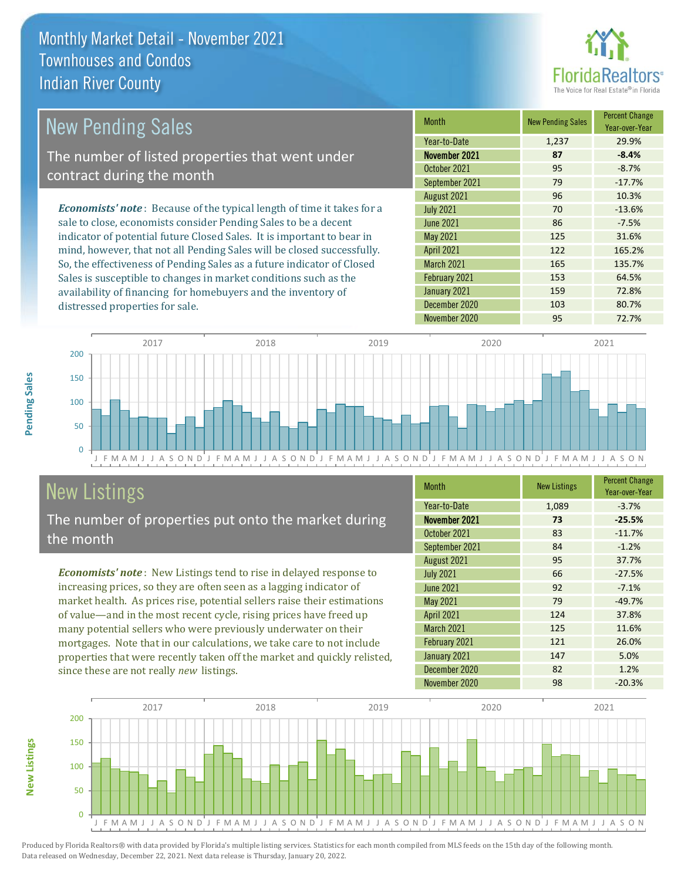# Monthly Market Detail - November 2021
## Townhouses and Condos
## Indian River County

## New Pending Sales

The number of listed properties that went under contract during the month

*Economists' note*: Because of the typical length of time it takes for a sale to close, economists consider Pending Sales to be a decent indicator of potential future Closed Sales. It is important to bear in mind, however, that not all Pending Sales will be closed successfully. So, the effectiveness of Pending Sales as a future indicator of Closed Sales is susceptible to changes in market conditions such as the availability of financing for homebuyers and the inventory of distressed properties for sale.

| Month | New Pending Sales | Percent Change Year-over-Year |
|---|---|---|
| Year-to-Date | 1,237 | 29.9% |
| **November 2021** | **87** | **-8.4%** |
| October 2021 | 95 | -8.7% |
| September 2021 | 79 | -17.7% |
| August 2021 | 96 | 10.3% |
| July 2021 | 70 | -13.6% |
| June 2021 | 86 | -7.5% |
| May 2021 | 125 | 31.6% |
| April 2021 | 122 | 165.2% |
| March 2021 | 165 | 135.7% |
| February 2021 | 153 | 64.5% |
| January 2021 | 159 | 72.8% |
| December 2020 | 103 | 80.7% |
| November 2020 | 95 | 72.7% |

## New Listings

The number of properties put onto the market during the month

*Economists' note*: New Listings tend to rise in delayed response to increasing prices, so they are often seen as a lagging indicator of market health. As prices rise, potential sellers raise their estimations of value—and in the most recent cycle, rising prices have freed up many potential sellers who were previously underwater on their mortgages. Note that in our calculations, we take care to not include properties that were recently taken off the market and quickly relisted, since these are not really *new* listings.

| Month | New Listings | Percent Change Year-over-Year |
|---|---|---|
| Year-to-Date | 1,089 | -3.7% |
| **November 2021** | **73** | **-25.5%** |
| October 2021 | 83 | -11.7% |
| September 2021 | 84 | -1.2% |
| August 2021 | 95 | 37.7% |
| July 2021 | 66 | -27.5% |
| June 2021 | 92 | -7.1% |
| May 2021 | 79 | -49.7% |
| April 2021 | 124 | 37.8% |
| March 2021 | 125 | 11.6% |
| February 2021 | 121 | 26.0% |
| January 2021 | 147 | 5.0% |
| December 2020 | 82 | 1.2% |
| November 2020 | 98 | -20.3% |

Produced by Florida Realtors® with data provided by Florida's multiple listing services. Statistics for each month compiled from MLS feeds on the 15th day of the following month. Data released on Wednesday, December 22, 2021. Next data release is Thursday, January 20, 2022.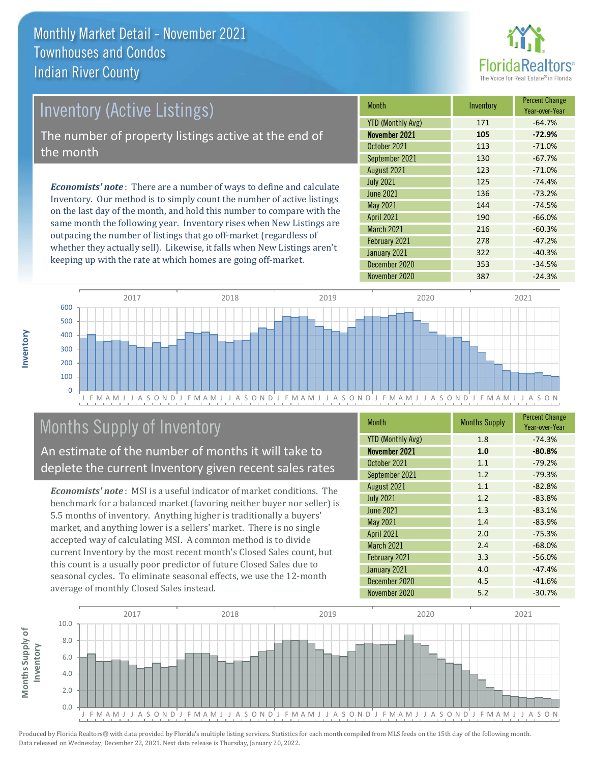# Monthly Market Detail - November 2021
## Townhouses and Condos
## Indian River County

## Inventory (Active Listings)

The number of property listings active at the end of the month

***Economists' note***: There are a number of ways to define and calculate Inventory. Our method is to simply count the number of active listings on the last day of the month, and hold this number to compare with the same month the following year. Inventory rises when New Listings are outpacing the number of listings that go off-market (regardless of whether they actually sell). Likewise, it falls when New Listings aren't keeping up with the rate at which homes are going off-market.

| Month | Inventory | Percent Change Year-over-Year |
|---|---|---|
| YTD (Monthly Avg) | 171 | -64.7% |
| **November 2021** | **105** | **-72.9%** |
| October 2021 | 113 | -71.0% |
| September 2021 | 130 | -67.7% |
| August 2021 | 123 | -71.0% |
| July 2021 | 125 | -74.4% |
| June 2021 | 136 | -73.2% |
| May 2021 | 144 | -74.5% |
| April 2021 | 190 | -66.0% |
| March 2021 | 216 | -60.3% |
| February 2021 | 278 | -47.2% |
| January 2021 | 322 | -40.3% |
| December 2020 | 353 | -34.5% |
| November 2020 | 387 | -24.3% |

## Months Supply of Inventory

An estimate of the number of months it will take to deplete the current Inventory given recent sales rates

***Economists' note***: MSI is a useful indicator of market conditions. The benchmark for a balanced market (favoring neither buyer nor seller) is 5.5 months of inventory. Anything higher is traditionally a buyers' market, and anything lower is a sellers' market. There is no single accepted way of calculating MSI. A common method is to divide current Inventory by the most recent month's Closed Sales count, but this count is a usually poor predictor of future Closed Sales due to seasonal cycles. To eliminate seasonal effects, we use the 12-month average of monthly Closed Sales instead.

| Month | Months Supply | Percent Change Year-over-Year |
|---|---|---|
| YTD (Monthly Avg) | 1.8 | -74.3% |
| **November 2021** | **1.0** | **-80.8%** |
| October 2021 | 1.1 | -79.2% |
| September 2021 | 1.2 | -79.3% |
| August 2021 | 1.1 | -82.8% |
| July 2021 | 1.2 | -83.8% |
| June 2021 | 1.3 | -83.1% |
| May 2021 | 1.4 | -83.9% |
| April 2021 | 2.0 | -75.3% |
| March 2021 | 2.4 | -68.0% |
| February 2021 | 3.3 | -56.0% |
| January 2021 | 4.0 | -47.4% |
| December 2020 | 4.5 | -41.6% |
| November 2020 | 5.2 | -30.7% |

Produced by Florida Realtors® with data provided by Florida's multiple listing services. Statistics for each month compiled from MLS feeds on the 15th day of the following month. Data released on Wednesday, December 22, 2021. Next data release is Thursday, January 20, 2022.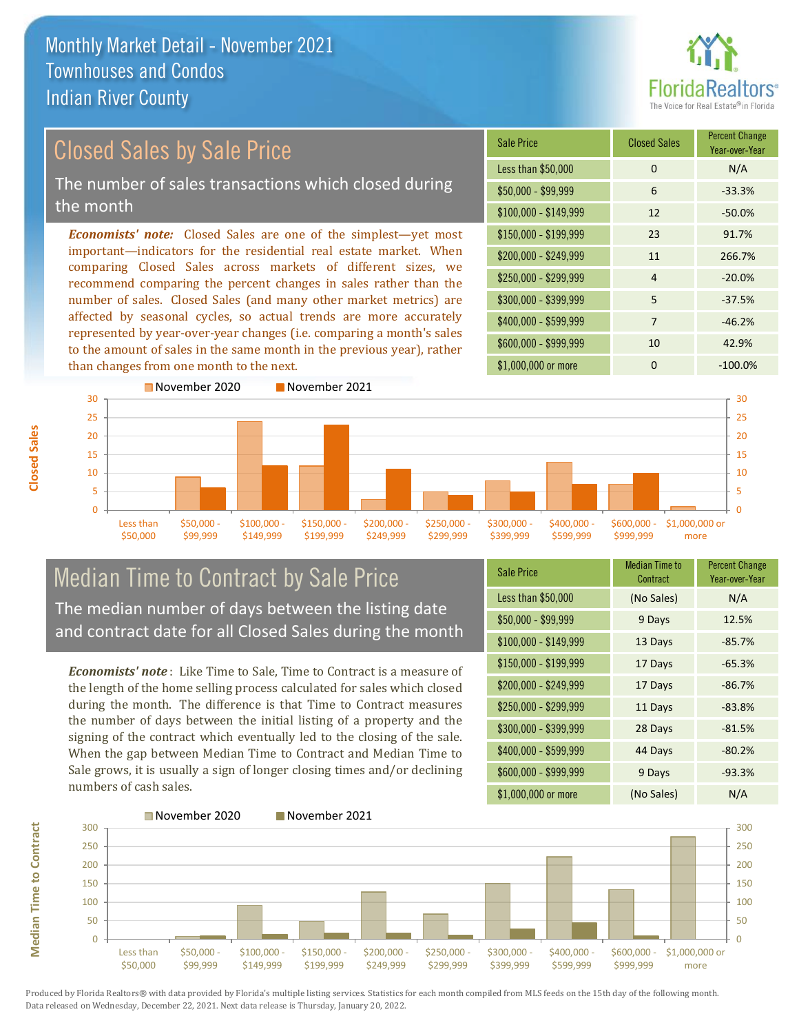# Monthly Market Detail - November 2021
## Townhouses and Condos
## Indian River County

## Closed Sales by Sale Price

The number of sales transactions which closed during the month

***Economists' note:*** Closed Sales are one of the simplest—yet most important—indicators for the residential real estate market. When comparing Closed Sales across markets of different sizes, we recommend comparing the percent changes in sales rather than the number of sales. Closed Sales (and many other market metrics) are affected by seasonal cycles, so actual trends are more accurately represented by year-over-year changes (i.e. comparing a month's sales to the amount of sales in the same month in the previous year), rather than changes from one month to the next.

| Sale Price | Closed Sales | Percent Change Year-over-Year |
|---|---|---|
| Less than $50,000 | 0 | N/A |
| $50,000 - $99,999 | 6 | -33.3% |
| $100,000 - $149,999 | 12 | -50.0% |
| $150,000 - $199,999 | 23 | 91.7% |
| $200,000 - $249,999 | 11 | 266.7% |
| $250,000 - $299,999 | 4 | -20.0% |
| $300,000 - $399,999 | 5 | -37.5% |
| $400,000 - $599,999 | 7 | -46.2% |
| $600,000 - $999,999 | 10 | 42.9% |
| $1,000,000 or more | 0 | -100.0% |

## Median Time to Contract by Sale Price

The median number of days between the listing date and contract date for all Closed Sales during the month

***Economists' note*** : Like Time to Sale, Time to Contract is a measure of the length of the home selling process calculated for sales which closed during the month. The difference is that Time to Contract measures the number of days between the initial listing of a property and the signing of the contract which eventually led to the closing of the sale. When the gap between Median Time to Contract and Median Time to Sale grows, it is usually a sign of longer closing times and/or declining numbers of cash sales.

| Sale Price | Median Time to Contract | Percent Change Year-over-Year |
|---|---|---|
| Less than $50,000 | (No Sales) | N/A |
| $50,000 - $99,999 | 9 Days | 12.5% |
| $100,000 - $149,999 | 13 Days | -85.7% |
| $150,000 - $199,999 | 17 Days | -65.3% |
| $200,000 - $249,999 | 17 Days | -86.7% |
| $250,000 - $299,999 | 11 Days | -83.8% |
| $300,000 - $399,999 | 28 Days | -81.5% |
| $400,000 - $599,999 | 44 Days | -80.2% |
| $600,000 - $999,999 | 9 Days | -93.3% |
| $1,000,000 or more | (No Sales) | N/A |

Produced by Florida Realtors® with data provided by Florida's multiple listing services. Statistics for each month compiled from MLS feeds on the 15th day of the following month. Data released on Wednesday, December 22, 2021. Next data release is Thursday, January 20, 2022.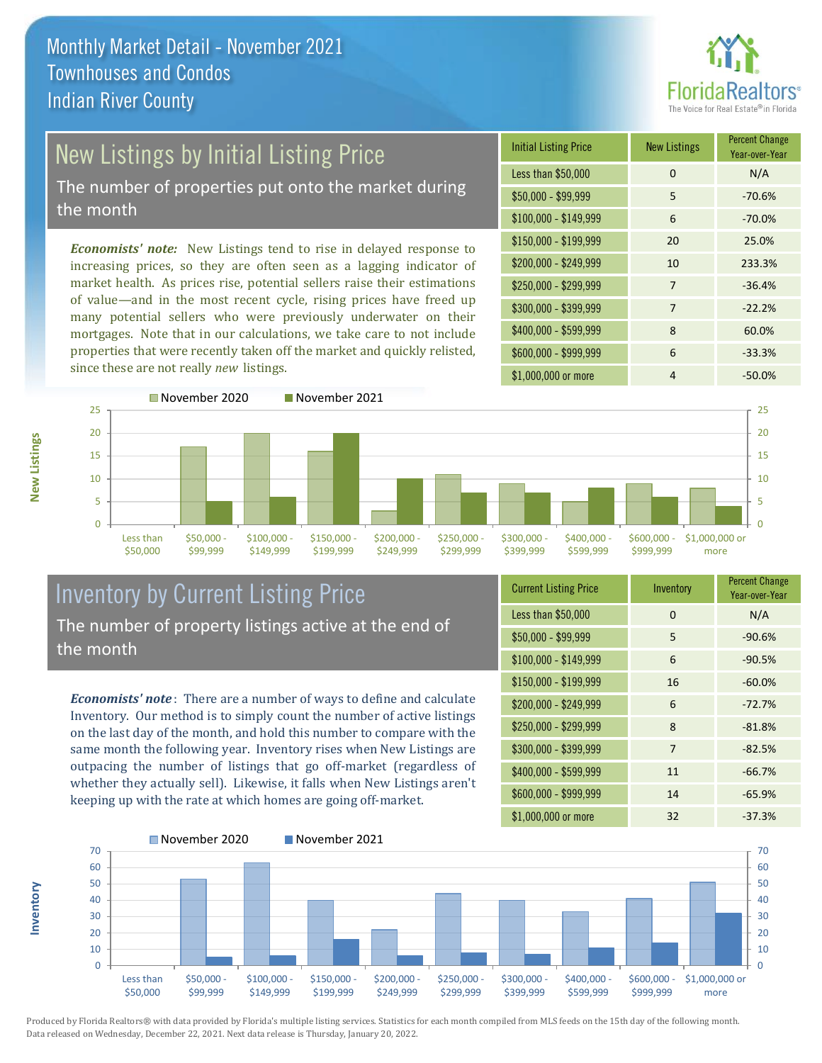# Monthly Market Detail - November 2021
## Townhouses and Condos
## Indian River County

FloridaRealtors®
The Voice for Real Estate® in Florida

## New Listings by Initial Listing Price

The number of properties put onto the market during the month

***Economists' note:*** New Listings tend to rise in delayed response to increasing prices, so they are often seen as a lagging indicator of market health. As prices rise, potential sellers raise their estimations of value—and in the most recent cycle, rising prices have freed up many potential sellers who were previously underwater on their mortgages. Note that in our calculations, we take care to not include properties that were recently taken off the market and quickly relisted, since these are not really *new* listings.

| Initial Listing Price | New Listings | Percent Change Year-over-Year |
|---|---|---|
| Less than $50,000 | 0 | N/A |
| $50,000 - $99,999 | 5 | -70.6% |
| $100,000 - $149,999 | 6 | -70.0% |
| $150,000 - $199,999 | 20 | 25.0% |
| $200,000 - $249,999 | 10 | 233.3% |
| $250,000 - $299,999 | 7 | -36.4% |
| $300,000 - $399,999 | 7 | -22.2% |
| $400,000 - $599,999 | 8 | 60.0% |
| $600,000 - $999,999 | 6 | -33.3% |
| $1,000,000 or more | 4 | -50.0% |

## Inventory by Current Listing Price

The number of property listings active at the end of the month

***Economists' note*:** There are a number of ways to define and calculate Inventory. Our method is to simply count the number of active listings on the last day of the month, and hold this number to compare with the same month the following year. Inventory rises when New Listings are outpacing the number of listings that go off-market (regardless of whether they actually sell). Likewise, it falls when New Listings aren't keeping up with the rate at which homes are going off-market.

| Current Listing Price | Inventory | Percent Change Year-over-Year |
|---|---|---|
| Less than $50,000 | 0 | N/A |
| $50,000 - $99,999 | 5 | -90.6% |
| $100,000 - $149,999 | 6 | -90.5% |
| $150,000 - $199,999 | 16 | -60.0% |
| $200,000 - $249,999 | 6 | -72.7% |
| $250,000 - $299,999 | 8 | -81.8% |
| $300,000 - $399,999 | 7 | -82.5% |
| $400,000 - $599,999 | 11 | -66.7% |
| $600,000 - $999,999 | 14 | -65.9% |
| $1,000,000 or more | 32 | -37.3% |

Produced by Florida Realtors® with data provided by Florida's multiple listing services. Statistics for each month compiled from MLS feeds on the 15th day of the following month. Data released on Wednesday, December 22, 2021. Next data release is Thursday, January 20, 2022.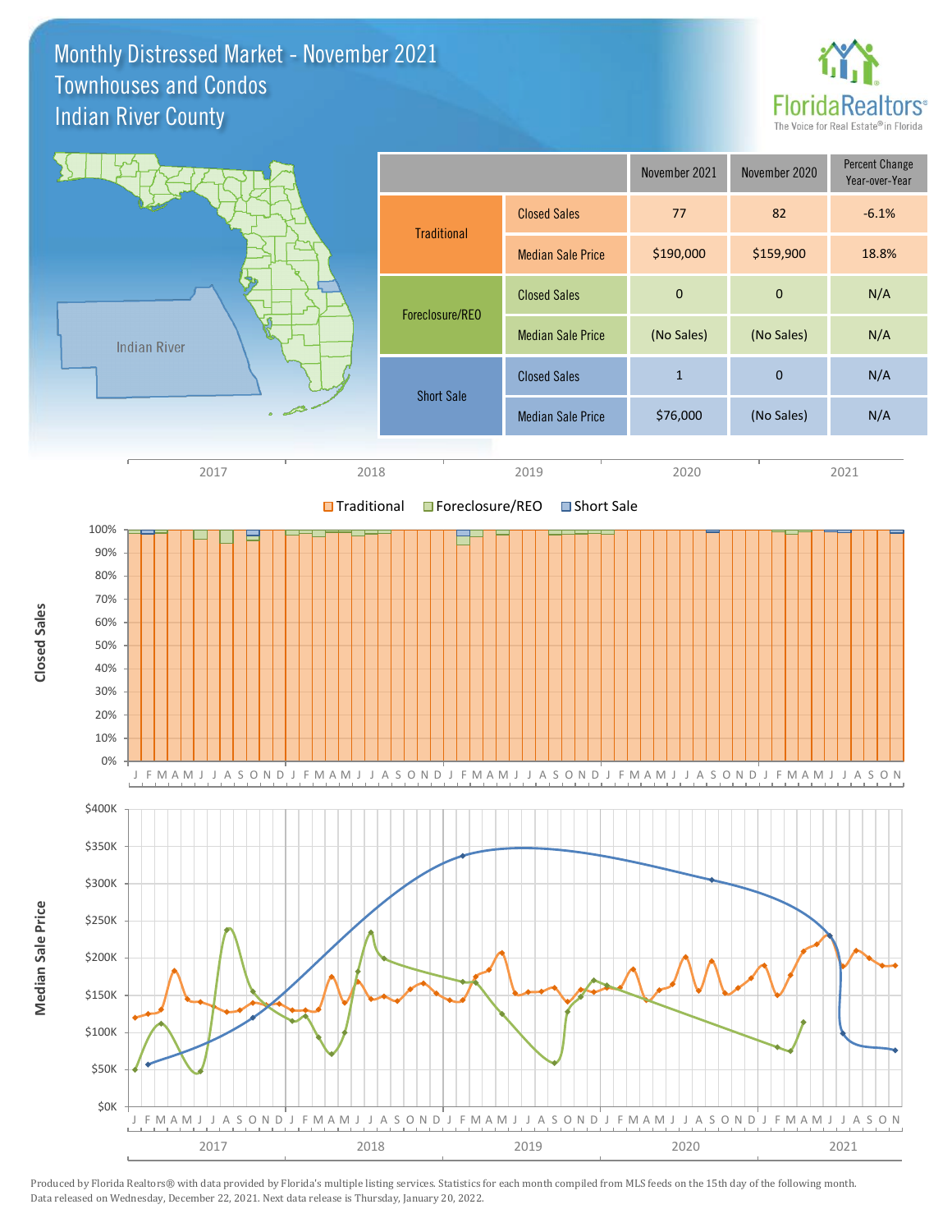# Monthly Distressed Market - November 2021
## Townhouses and Condos
## Indian River County

FloridaRealtors® The Voice for Real Estate® in Florida

Indian River

| | | November 2021 | November 2020 | Percent Change Year-over-Year |
|---|---|---|---|---|
| Traditional | Closed Sales | 77 | 82 | -6.1% |
| | Median Sale Price | $190,000 | $159,900 | 18.8% |
| Foreclosure/REO | Closed Sales | 0 | 0 | N/A |
| | Median Sale Price | (No Sales) | (No Sales) | N/A |
| Short Sale | Closed Sales | 1 | 0 | N/A |
| | Median Sale Price | $76,000 | (No Sales) | N/A |

2017 2018 2019 2020 2021

Traditional Foreclosure/REO Short Sale

Closed Sales

100% 90% 80% 70% 60% 50% 40% 30% 20% 10% 0%

J F M A M J J A S O N D J F M A M J J A S O N D J F M A M J J A S O N D J F M A M J J A S O N D J F M A M J J A S O N

Median Sale Price

$400K $350K $300K $250K $200K $150K $100K $50K $0K

J F M A M J J A S O N D J F M A M J J A S O N D J F M A M J J A S O N D J F M A M J J A S O N D J F M A M J J A S O N

2017 2018 2019 2020 2021

Produced by Florida Realtors® with data provided by Florida's multiple listing services. Statistics for each month compiled from MLS feeds on the 15th day of the following month. Data released on Wednesday, December 22, 2021. Next data release is Thursday, January 20, 2022.